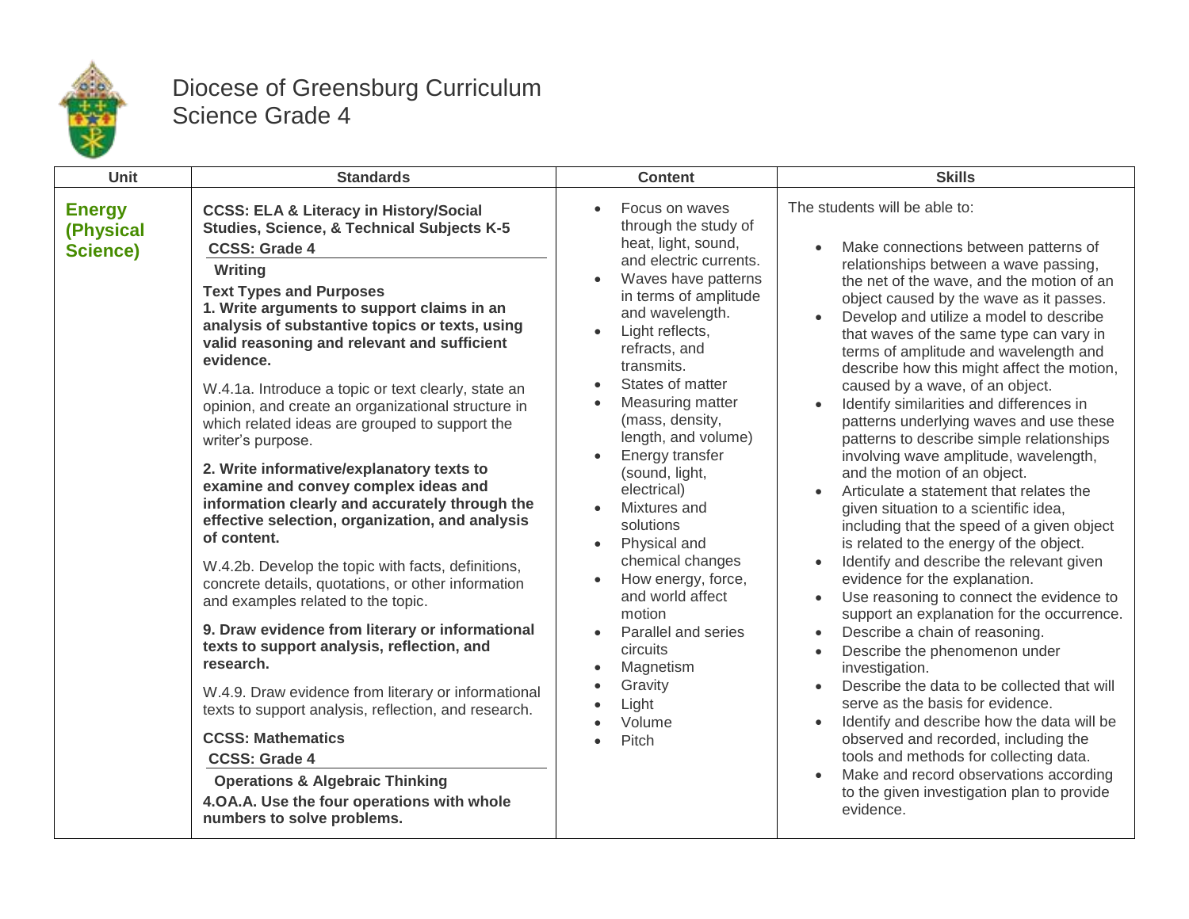# Diocese of Greensburg Curriculum
## Science Grade 4

| Unit | Standards | Content | Skills |
|---|---|---|---|
| **Energy (Physical Science)** | **CCSS: ELA & Literacy in History/Social Studies, Science, & Technical Subjects K-5**<br>**CCSS: Grade 4**<br>**Writing**<br>**Text Types and Purposes**<br>**1. Write arguments to support claims in an analysis of substantive topics or texts, using valid reasoning and relevant and sufficient evidence.**<br>W.4.1a. Introduce a topic or text clearly, state an opinion, and create an organizational structure in which related ideas are grouped to support the writer's purpose.<br>**2. Write informative/explanatory texts to examine and convey complex ideas and information clearly and accurately through the effective selection, organization, and analysis of content.**<br>W.4.2b. Develop the topic with facts, definitions, concrete details, quotations, or other information and examples related to the topic.<br>**9. Draw evidence from literary or informational texts to support analysis, reflection, and research.**<br>W.4.9. Draw evidence from literary or informational texts to support analysis, reflection, and research.<br>**CCSS: Mathematics**<br>**CCSS: Grade 4**<br>**Operations & Algebraic Thinking**<br>**4.OA.A. Use the four operations with whole numbers to solve problems.** | • Focus on waves through the study of heat, light, sound, and electric currents.<br>• Waves have patterns in terms of amplitude and wavelength.<br>• Light reflects, refracts, and transmits.<br>• States of matter<br>• Measuring matter (mass, density, length, and volume)<br>• Energy transfer (sound, light, electrical)<br>• Mixtures and solutions<br>• Physical and chemical changes<br>• How energy, force, and world affect motion<br>• Parallel and series circuits<br>• Magnetism<br>• Gravity<br>• Light<br>• Volume<br>• Pitch | The students will be able to:<br>• Make connections between patterns of relationships between a wave passing, the net of the wave, and the motion of an object caused by the wave as it passes.<br>• Develop and utilize a model to describe that waves of the same type can vary in terms of amplitude and wavelength and describe how this might affect the motion, caused by a wave, of an object.<br>• Identify similarities and differences in patterns underlying waves and use these patterns to describe simple relationships involving wave amplitude, wavelength, and the motion of an object.<br>• Articulate a statement that relates the given situation to a scientific idea, including that the speed of a given object is related to the energy of the object.<br>• Identify and describe the relevant given evidence for the explanation.<br>• Use reasoning to connect the evidence to support an explanation for the occurrence.<br>• Describe a chain of reasoning.<br>• Describe the phenomenon under investigation.<br>• Describe the data to be collected that will serve as the basis for evidence.<br>• Identify and describe how the data will be observed and recorded, including the tools and methods for collecting data.<br>• Make and record observations according to the given investigation plan to provide evidence. |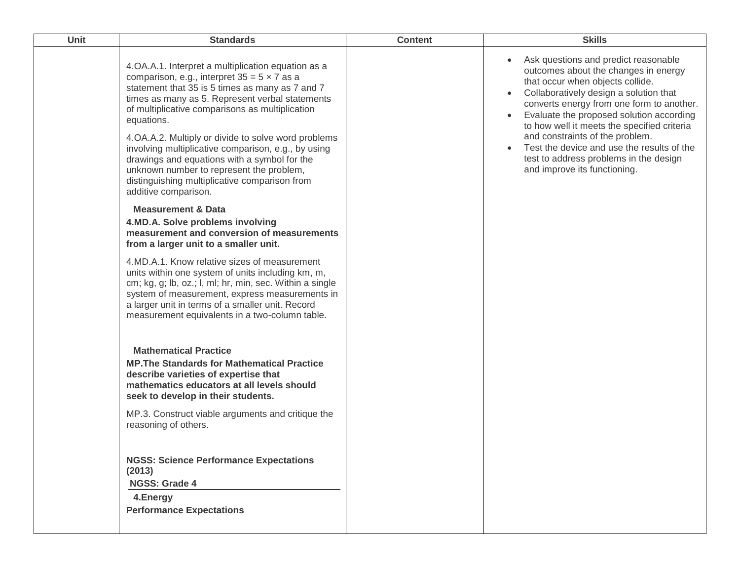| Unit | Standards | Content | Skills |
| --- | --- | --- | --- |
| | 4.OA.A.1. Interpret a multiplication equation as a comparison, e.g., interpret $35 = 5 \times 7$ as a statement that 35 is 5 times as many as 7 and 7 times as many as 5. Represent verbal statements of multiplicative comparisons as multiplication equations.<br><br>4.OA.A.2. Multiply or divide to solve word problems involving multiplicative comparison, e.g., by using drawings and equations with a symbol for the unknown number to represent the problem, distinguishing multiplicative comparison from additive comparison.<br><br>**Measurement & Data**<br>**4.MD.A. Solve problems involving measurement and conversion of measurements from a larger unit to a smaller unit.**<br><br>4.MD.A.1. Know relative sizes of measurement units within one system of units including km, m, cm; kg, g; lb, oz.; l, ml; hr, min, sec. Within a single system of measurement, express measurements in a larger unit in terms of a smaller unit. Record measurement equivalents in a two-column table.<br><br>**Mathematical Practice**<br>**MP.The Standards for Mathematical Practice describe varieties of expertise that mathematics educators at all levels should seek to develop in their students.**<br><br>MP.3. Construct viable arguments and critique the reasoning of others.<br><br>**NGSS: Science Performance Expectations (2013)**<br>**NGSS: Grade 4**<br>**4.Energy**<br>**Performance Expectations** | | • Ask questions and predict reasonable outcomes about the changes in energy that occur when objects collide.<br>• Collaboratively design a solution that converts energy from one form to another.<br>• Evaluate the proposed solution according to how well it meets the specified criteria and constraints of the problem.<br>• Test the device and use the results of the test to address problems in the design and improve its functioning. |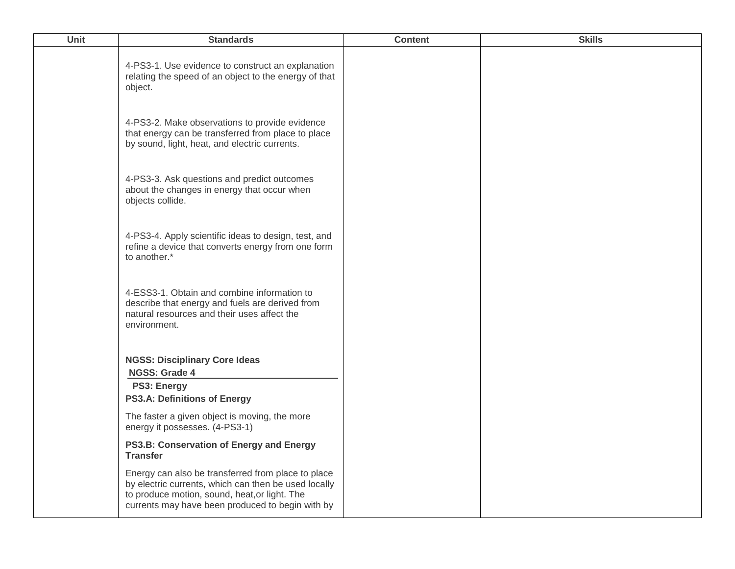| Unit | Standards | Content | Skills |
|---|---|---|---|
| | 4-PS3-1. Use evidence to construct an explanation relating the speed of an object to the energy of that object.<br><br>4-PS3-2. Make observations to provide evidence that energy can be transferred from place to place by sound, light, heat, and electric currents.<br><br>4-PS3-3. Ask questions and predict outcomes about the changes in energy that occur when objects collide.<br><br>4-PS3-4. Apply scientific ideas to design, test, and refine a device that converts energy from one form to another.*<br><br>4-ESS3-1. Obtain and combine information to describe that energy and fuels are derived from natural resources and their uses affect the environment.<br><br>**NGSS: Disciplinary Core Ideas**<br>**NGSS: Grade 4**<br>**PS3: Energy**<br>**PS3.A: Definitions of Energy**<br><br>The faster a given object is moving, the more energy it possesses. (4-PS3-1)<br><br>**PS3.B: Conservation of Energy and Energy Transfer**<br><br>Energy can also be transferred from place to place by electric currents, which can then be used locally to produce motion, sound, heat,or light. The currents may have been produced to begin with by | | |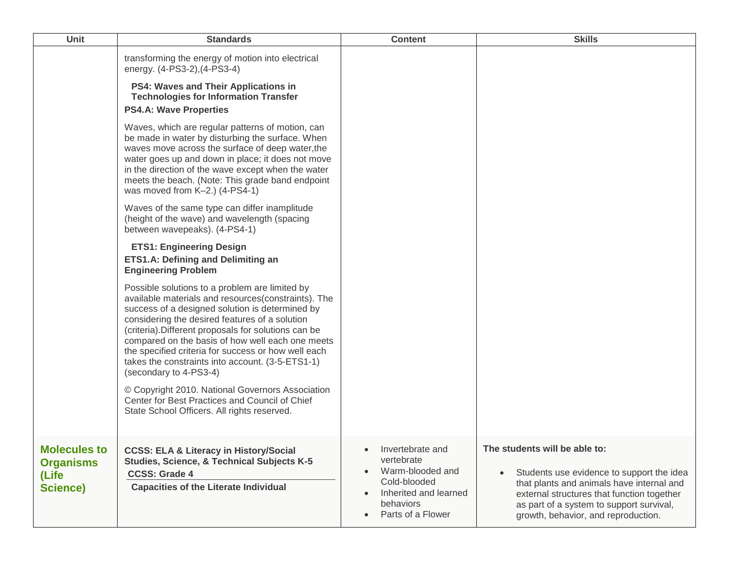| Unit | Standards | Content | Skills |
|---|---|---|---|
| | transforming the energy of motion into electrical energy. (4-PS3-2),(4-PS3-4)<br><br>**PS4: Waves and Their Applications in Technologies for Information Transfer**<br>**PS4.A: Wave Properties**<br><br>Waves, which are regular patterns of motion, can be made in water by disturbing the surface. When waves move across the surface of deep water,the water goes up and down in place; it does not move in the direction of the wave except when the water meets the beach. (Note: This grade band endpoint was moved from K–2.) (4-PS4-1)<br><br>Waves of the same type can differ inamplitude (height of the wave) and wavelength (spacing between wavepeaks). (4-PS4-1)<br><br>**ETS1: Engineering Design**<br>**ETS1.A: Defining and Delimiting an Engineering Problem**<br><br>Possible solutions to a problem are limited by available materials and resources(constraints). The success of a designed solution is determined by considering the desired features of a solution (criteria).Different proposals for solutions can be compared on the basis of how well each one meets the specified criteria for success or how well each takes the constraints into account. (3-5-ETS1-1) (secondary to 4-PS3-4)<br><br>© Copyright 2010. National Governors Association Center for Best Practices and Council of Chief State School Officers. All rights reserved. | | |
| **Molecules to Organisms (Life Science)** | **CCSS: ELA & Literacy in History/Social Studies, Science, & Technical Subjects K-5**<br>**CCSS: Grade 4**<br>**Capacities of the Literate Individual** | • Invertebrate and vertebrate<br>• Warm-blooded and Cold-blooded<br>• Inherited and learned behaviors<br>• Parts of a Flower | **The students will be able to:**<br><br>• Students use evidence to support the idea that plants and animals have internal and external structures that function together as part of a system to support survival, growth, behavior, and reproduction. |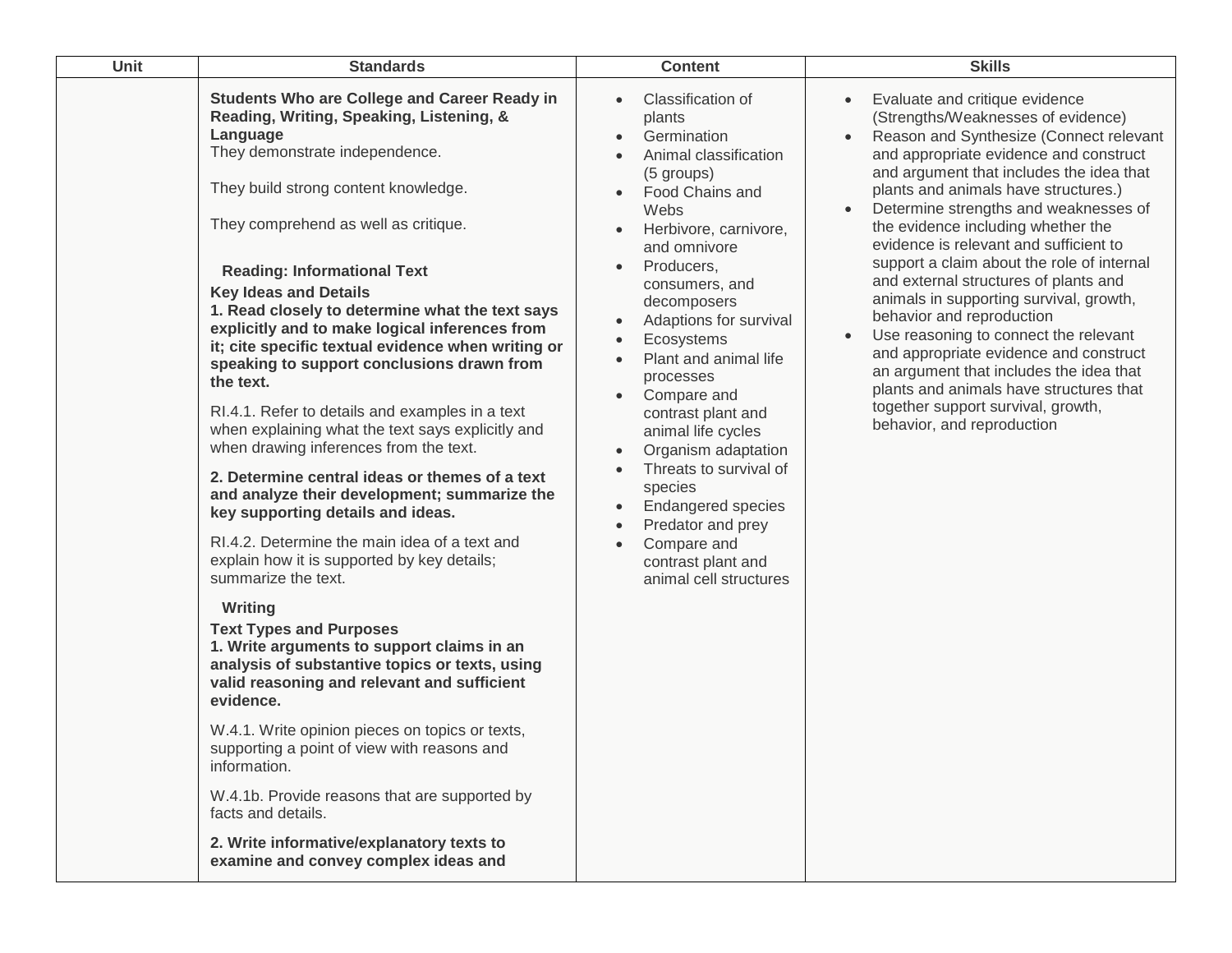| Unit | Standards | Content | Skills |
|---|---|---|---|
| | **Students Who are College and Career Ready in Reading, Writing, Speaking, Listening, & Language**<br>They demonstrate independence.<br><br>They build strong content knowledge.<br><br>They comprehend as well as critique.<br><br>**Reading: Informational Text**<br>**Key Ideas and Details**<br>**1. Read closely to determine what the text says explicitly and to make logical inferences from it; cite specific textual evidence when writing or speaking to support conclusions drawn from the text.**<br><br>RI.4.1. Refer to details and examples in a text when explaining what the text says explicitly and when drawing inferences from the text.<br><br>**2. Determine central ideas or themes of a text and analyze their development; summarize the key supporting details and ideas.**<br><br>RI.4.2. Determine the main idea of a text and explain how it is supported by key details; summarize the text.<br><br>**Writing**<br>**Text Types and Purposes**<br>**1. Write arguments to support claims in an analysis of substantive topics or texts, using valid reasoning and relevant and sufficient evidence.**<br><br>W.4.1. Write opinion pieces on topics or texts, supporting a point of view with reasons and information.<br><br>W.4.1b. Provide reasons that are supported by facts and details.<br><br>**2. Write informative/explanatory texts to examine and convey complex ideas and** | • Classification of plants<br>• Germination<br>• Animal classification (5 groups)<br>• Food Chains and Webs<br>• Herbivore, carnivore, and omnivore<br>• Producers, consumers, and decomposers<br>• Adaptions for survival<br>• Ecosystems<br>• Plant and animal life processes<br>• Compare and contrast plant and animal life cycles<br>• Organism adaptation<br>• Threats to survival of species<br>• Endangered species<br>• Predator and prey<br>• Compare and contrast plant and animal cell structures | • Evaluate and critique evidence (Strengths/Weaknesses of evidence)<br>• Reason and Synthesize (Connect relevant and appropriate evidence and construct and argument that includes the idea that plants and animals have structures.)<br>• Determine strengths and weaknesses of the evidence including whether the evidence is relevant and sufficient to support a claim about the role of internal and external structures of plants and animals in supporting survival, growth, behavior and reproduction<br>• Use reasoning to connect the relevant and appropriate evidence and construct an argument that includes the idea that plants and animals have structures that together support survival, growth, behavior, and reproduction |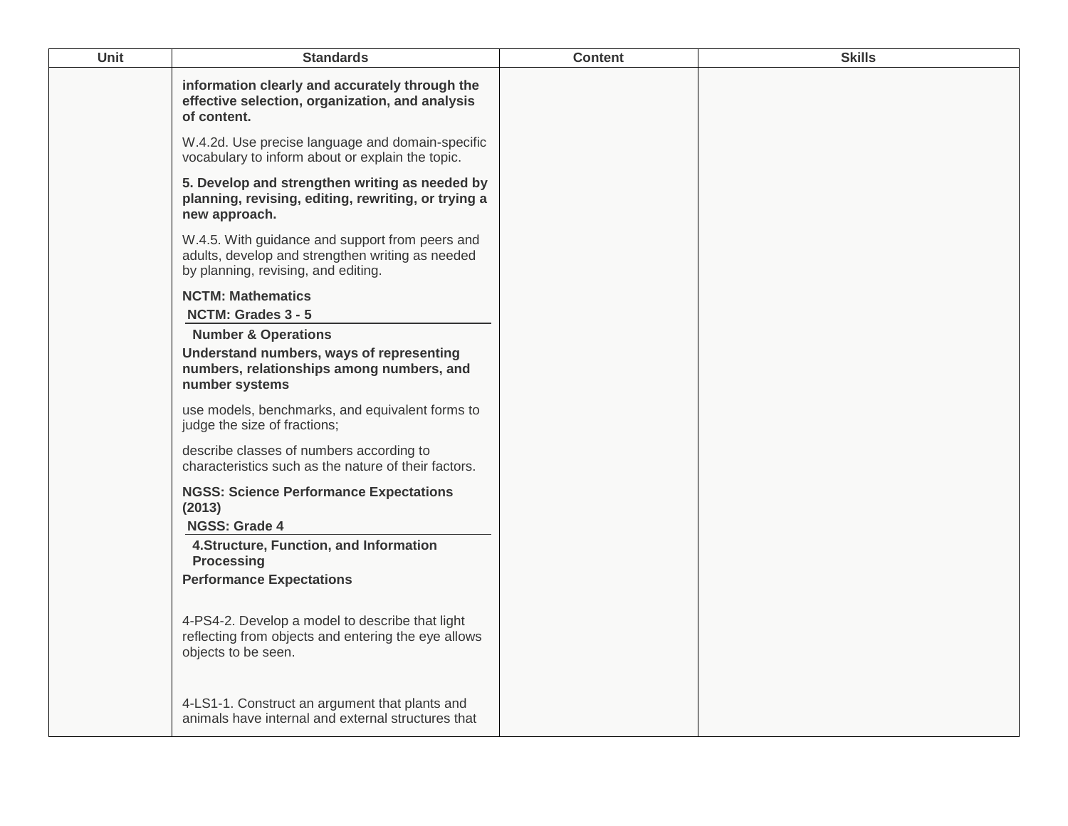| Unit | Standards | Content | Skills |
|---|---|---|---|
| | **information clearly and accurately through the effective selection, organization, and analysis of content.**<br><br>W.4.2d. Use precise language and domain-specific vocabulary to inform about or explain the topic.<br><br>**5. Develop and strengthen writing as needed by planning, revising, editing, rewriting, or trying a new approach.**<br><br>W.4.5. With guidance and support from peers and adults, develop and strengthen writing as needed by planning, revising, and editing.<br><br>**NCTM: Mathematics**<br>**NCTM: Grades 3 - 5**<br>**Number & Operations**<br>**Understand numbers, ways of representing numbers, relationships among numbers, and number systems**<br><br>use models, benchmarks, and equivalent forms to judge the size of fractions;<br><br>describe classes of numbers according to characteristics such as the nature of their factors.<br><br>**NGSS: Science Performance Expectations (2013)**<br>**NGSS: Grade 4**<br>**4.Structure, Function, and Information Processing**<br>**Performance Expectations**<br><br>4-PS4-2. Develop a model to describe that light reflecting from objects and entering the eye allows objects to be seen.<br><br>4-LS1-1. Construct an argument that plants and animals have internal and external structures that | | |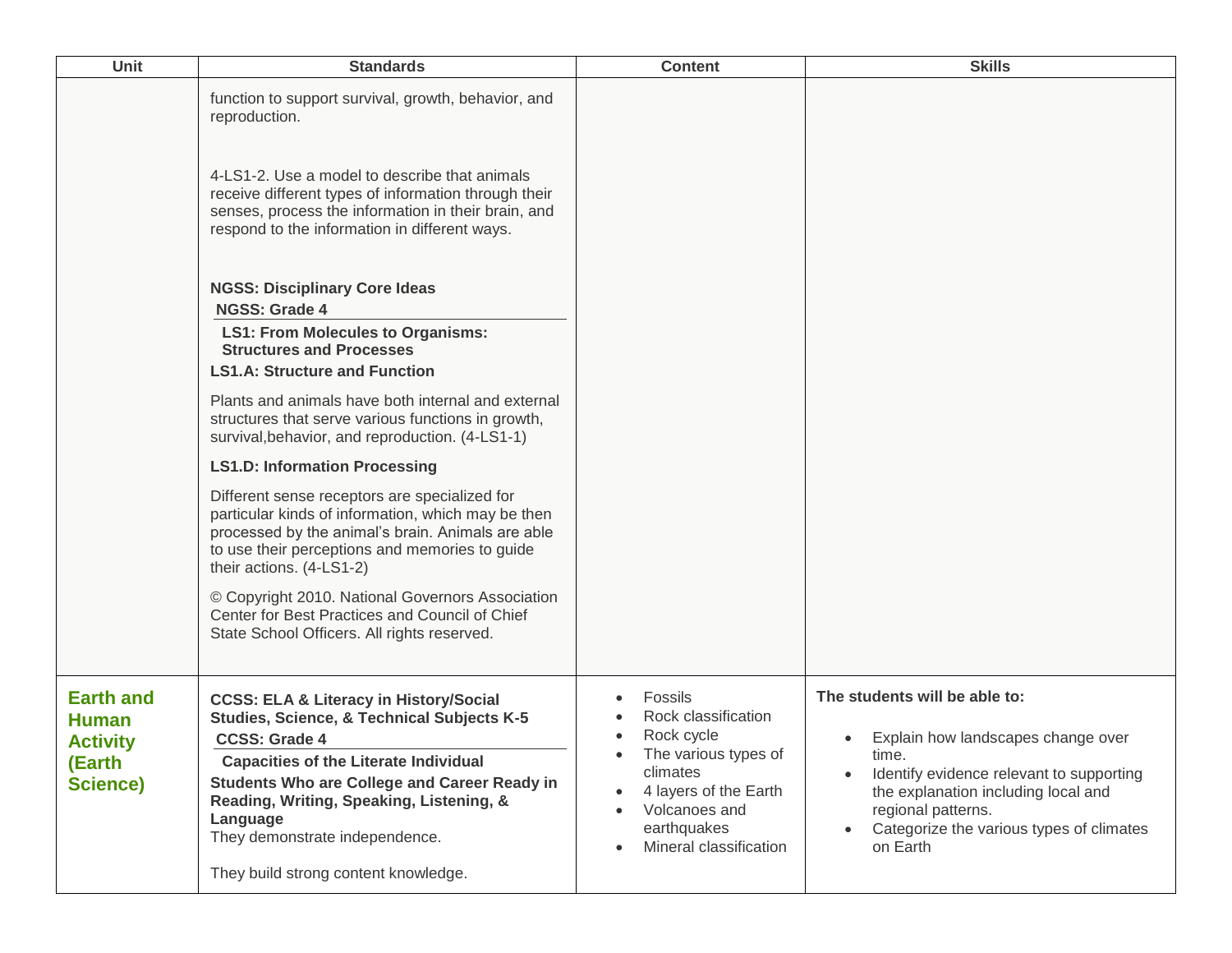| Unit | Standards | Content | Skills |
|---|---|---|---|
| | function to support survival, growth, behavior, and reproduction.<br><br>4-LS1-2. Use a model to describe that animals receive different types of information through their senses, process the information in their brain, and respond to the information in different ways.<br><br>**NGSS: Disciplinary Core Ideas**<br>**NGSS: Grade 4**<br>**LS1: From Molecules to Organisms: Structures and Processes**<br>**LS1.A: Structure and Function**<br>Plants and animals have both internal and external structures that serve various functions in growth, survival,behavior, and reproduction. (4-LS1-1)<br>**LS1.D: Information Processing**<br>Different sense receptors are specialized for particular kinds of information, which may be then processed by the animal's brain. Animals are able to use their perceptions and memories to guide their actions. (4-LS1-2)<br>© Copyright 2010. National Governors Association Center for Best Practices and Council of Chief State School Officers. All rights reserved. | | |
| **Earth and Human Activity (Earth Science)** | **CCSS: ELA & Literacy in History/Social Studies, Science, & Technical Subjects K-5**<br>**CCSS: Grade 4**<br>**Capacities of the Literate Individual**<br>**Students Who are College and Career Ready in Reading, Writing, Speaking, Listening, & Language**<br>They demonstrate independence.<br><br>They build strong content knowledge. | • Fossils<br>• Rock classification<br>• Rock cycle<br>• The various types of climates<br>• 4 layers of the Earth<br>• Volcanoes and earthquakes<br>• Mineral classification | **The students will be able to:**<br>• Explain how landscapes change over time.<br>• Identify evidence relevant to supporting the explanation including local and regional patterns.<br>• Categorize the various types of climates on Earth |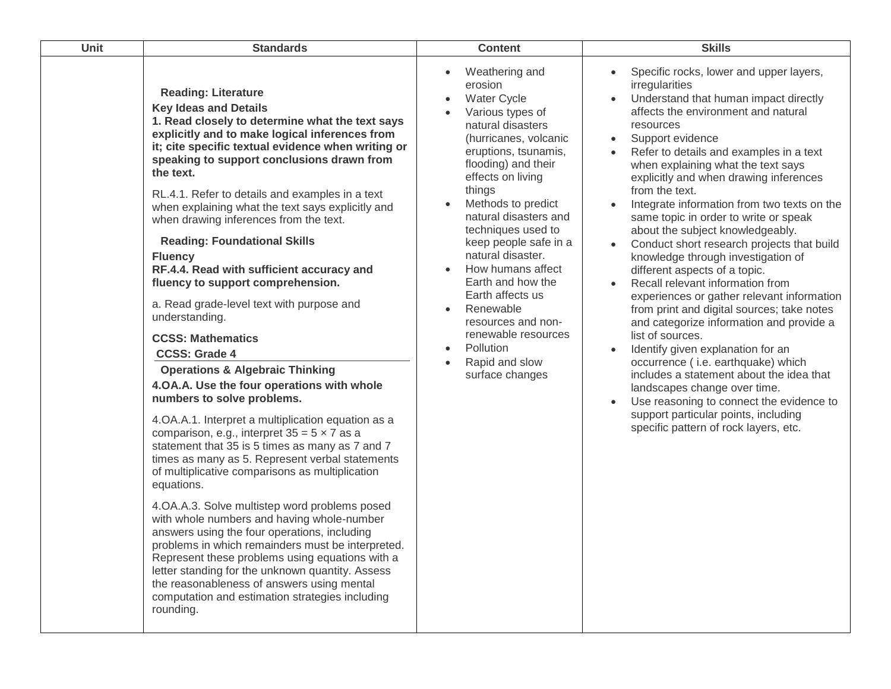| Unit | Standards | Content | Skills |
| --- | --- | --- | --- |
| | **Reading: Literature**<br>**Key Ideas and Details**<br>**1. Read closely to determine what the text says explicitly and to make logical inferences from it; cite specific textual evidence when writing or speaking to support conclusions drawn from the text.**<br><br>RL.4.1. Refer to details and examples in a text when explaining what the text says explicitly and when drawing inferences from the text.<br><br>**Reading: Foundational Skills**<br>**Fluency**<br>**RF.4.4. Read with sufficient accuracy and fluency to support comprehension.**<br><br>a. Read grade-level text with purpose and understanding.<br><br>**CCSS: Mathematics**<br>**CCSS: Grade 4**<br>**Operations & Algebraic Thinking**<br>**4.OA.A. Use the four operations with whole numbers to solve problems.**<br><br>4.OA.A.1. Interpret a multiplication equation as a comparison, e.g., interpret $35 = 5 \times 7$ as a statement that 35 is 5 times as many as 7 and 7 times as many as 5. Represent verbal statements of multiplicative comparisons as multiplication equations.<br><br>4.OA.A.3. Solve multistep word problems posed with whole numbers and having whole-number answers using the four operations, including problems in which remainders must be interpreted. Represent these problems using equations with a letter standing for the unknown quantity. Assess the reasonableness of answers using mental computation and estimation strategies including rounding. | • Weathering and erosion<br>• Water Cycle<br>• Various types of natural disasters (hurricanes, volcanic eruptions, tsunamis, flooding) and their effects on living things<br>• Methods to predict natural disasters and techniques used to keep people safe in a natural disaster.<br>• How humans affect Earth and how the Earth affects us<br>• Renewable resources and non-renewable resources<br>• Pollution<br>• Rapid and slow surface changes | • Specific rocks, lower and upper layers, irregularities<br>• Understand that human impact directly affects the environment and natural resources<br>• Support evidence<br>• Refer to details and examples in a text when explaining what the text says explicitly and when drawing inferences from the text.<br>• Integrate information from two texts on the same topic in order to write or speak about the subject knowledgeably.<br>• Conduct short research projects that build knowledge through investigation of different aspects of a topic.<br>• Recall relevant information from experiences or gather relevant information from print and digital sources; take notes and categorize information and provide a list of sources.<br>• Identify given explanation for an occurrence ( i.e. earthquake) which includes a statement about the idea that landscapes change over time.<br>• Use reasoning to connect the evidence to support particular points, including specific pattern of rock layers, etc. |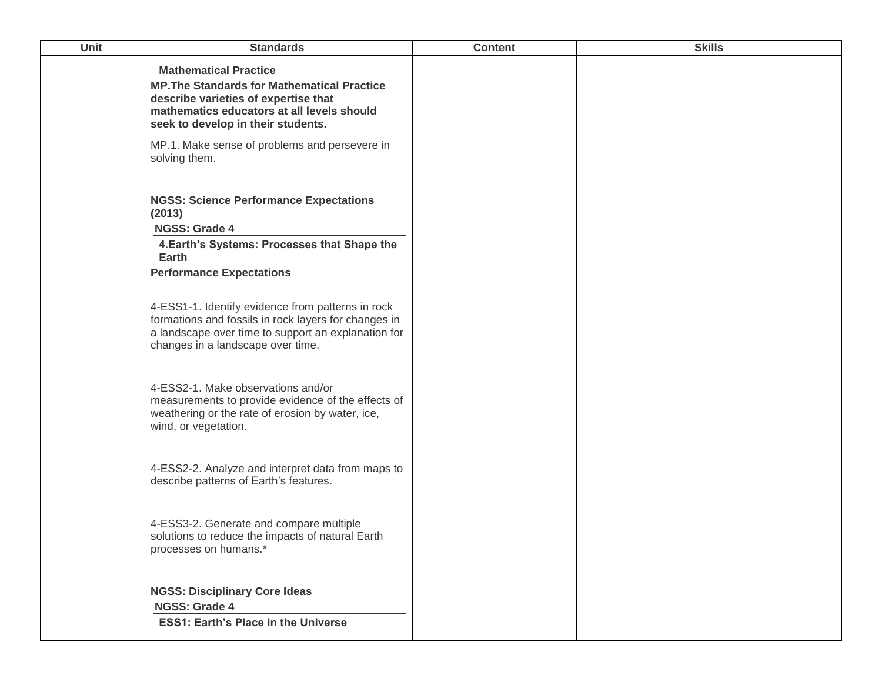| Unit | Standards | Content | Skills |
| --- | --- | --- | --- |
| | **Mathematical Practice**<br><br>**MP.The Standards for Mathematical Practice describe varieties of expertise that mathematics educators at all levels should seek to develop in their students.**<br><br>MP.1. Make sense of problems and persevere in solving them.<br><br>**NGSS: Science Performance Expectations (2013)**<br><br>**NGSS: Grade 4**<br><br>**4.Earth's Systems: Processes that Shape the Earth**<br><br>**Performance Expectations**<br><br>4-ESS1-1. Identify evidence from patterns in rock formations and fossils in rock layers for changes in a landscape over time to support an explanation for changes in a landscape over time.<br><br>4-ESS2-1. Make observations and/or measurements to provide evidence of the effects of weathering or the rate of erosion by water, ice, wind, or vegetation.<br><br>4-ESS2-2. Analyze and interpret data from maps to describe patterns of Earth's features.<br><br>4-ESS3-2. Generate and compare multiple solutions to reduce the impacts of natural Earth processes on humans.*<br><br>**NGSS: Disciplinary Core Ideas**<br><br>**NGSS: Grade 4**<br><br>**ESS1: Earth's Place in the Universe** | | |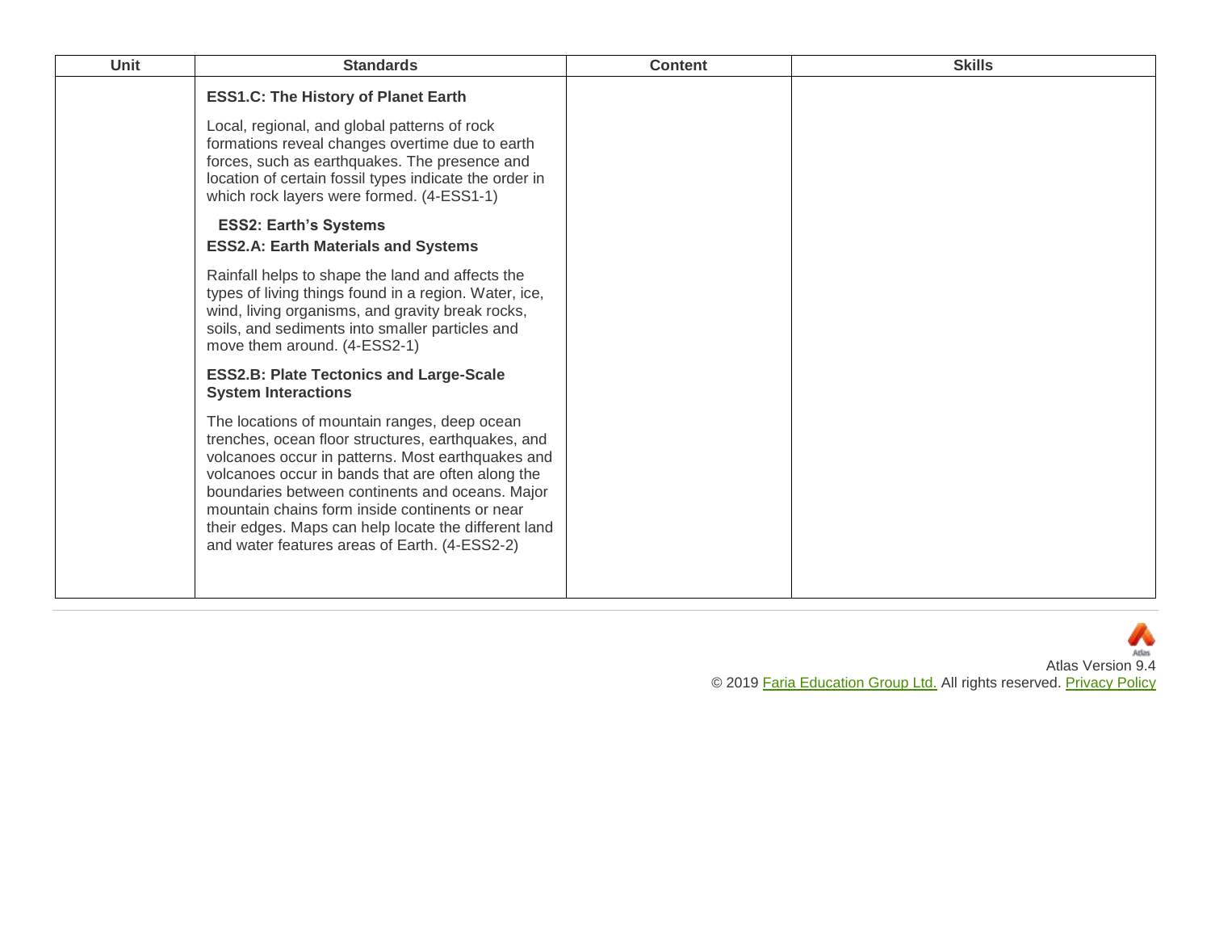| Unit | Standards | Content | Skills |
| --- | --- | --- | --- |
| | **ESS1.C: The History of Planet Earth**<br><br>Local, regional, and global patterns of rock formations reveal changes overtime due to earth forces, such as earthquakes. The presence and location of certain fossil types indicate the order in which rock layers were formed. (4-ESS1-1)<br><br>**ESS2: Earth's Systems**<br>**ESS2.A: Earth Materials and Systems**<br><br>Rainfall helps to shape the land and affects the types of living things found in a region. Water, ice, wind, living organisms, and gravity break rocks, soils, and sediments into smaller particles and move them around. (4-ESS2-1)<br><br>**ESS2.B: Plate Tectonics and Large-Scale System Interactions**<br><br>The locations of mountain ranges, deep ocean trenches, ocean floor structures, earthquakes, and volcanoes occur in patterns. Most earthquakes and volcanoes occur in bands that are often along the boundaries between continents and oceans. Major mountain chains form inside continents or near their edges. Maps can help locate the different land and water features areas of Earth. (4-ESS2-2) | | |

Atlas Version 9.4
© 2019 Faria Education Group Ltd. All rights reserved. Privacy Policy